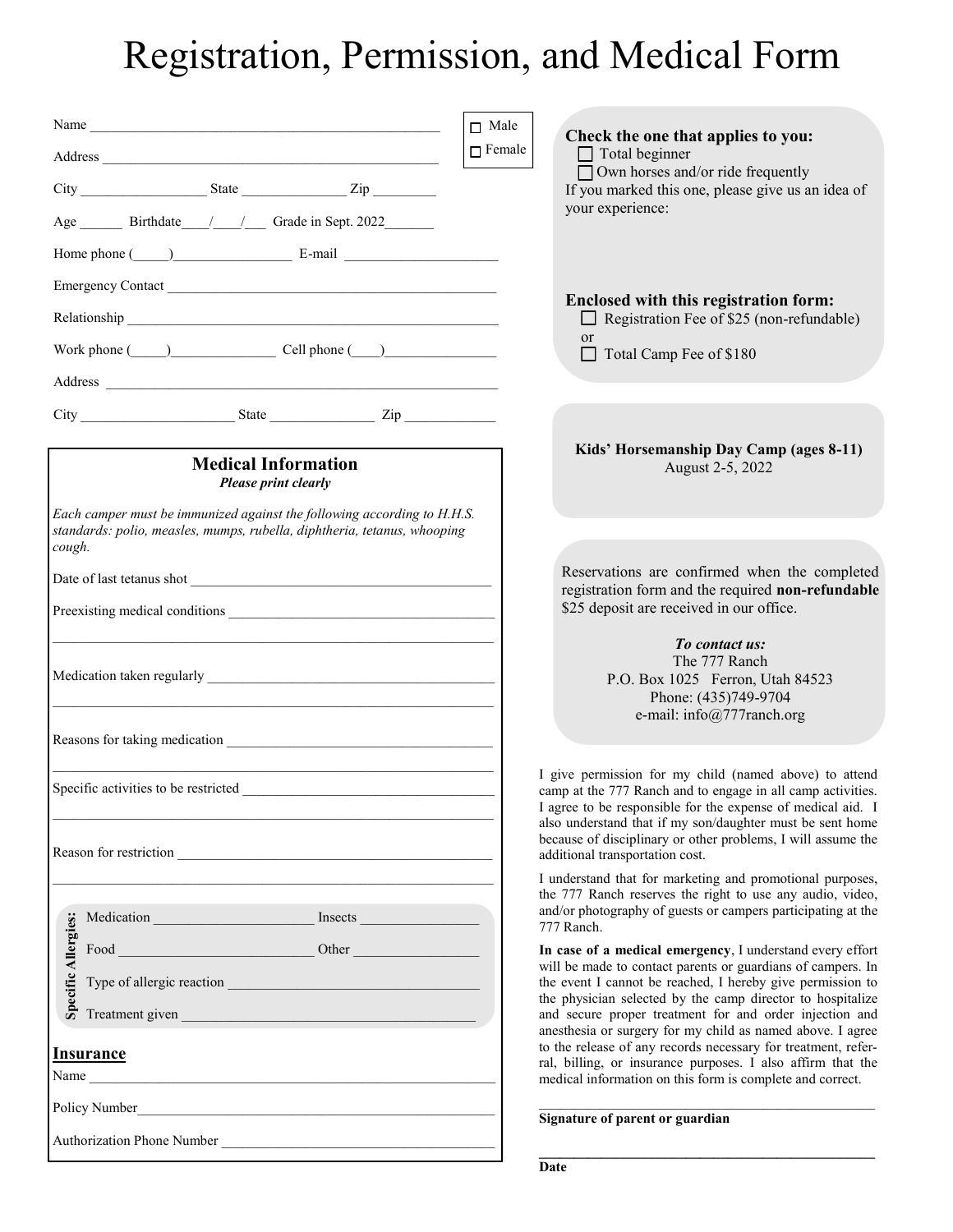# Registration, Permission, and Medical Form

Name ______________________________________________

Address ____________________________________________

City _________________ State ______________ Zip ________

Age ______ Birthdate____/____/___ Grade in Sept. 2022_______

Home phone (_____)________________ E-mail ____________________

Emergency Contact ____________________________________________

Relationship _________________________________________________

Work phone (_____)_______________ Cell phone (____)_______________

Address ______________________________________________________

City _____________________ State ______________ Zip ____________

☐ Male
☐ Female

**Check the one that applies to you:**

☐ Total beginner
☐ Own horses and/or ride frequently

If you marked this one, please give us an idea of your experience:

**Enclosed with this registration form:**

☐ Registration Fee of $25 (non-refundable)
or
☐ Total Camp Fee of $180

**Kids' Horsemanship Day Camp (ages 8-11)**
August 2-5, 2022

Reservations are confirmed when the completed registration form and the required **non-refundable** $25 deposit are received in our office.

***To contact us:***
The 777 Ranch
P.O. Box 1025 Ferron, Utah 84523
Phone: (435)749-9704
e-mail: info@777ranch.org

## Medical Information

***Please print clearly***

*Each camper must be immunized against the following according to H.H.S. standards: polio, measles, mumps, rubella, diphtheria, tetanus, whooping cough.*

Date of last tetanus shot __________________________________________

Preexisting medical conditions ______________________________________

_______________________________________________________________

Medication taken regularly _________________________________________

_______________________________________________________________

Reasons for taking medication ______________________________________

_______________________________________________________________

Specific activities to be restricted ___________________________________

_______________________________________________________________

Reason for restriction ______________________________________________

_______________________________________________________________

**Specific Allergies:**

Medication ______________________ Insects ________________

Food __________________________ Other __________________

Type of allergic reaction ___________________________________

Treatment given _________________________________________

**Insurance**

Name __________________________________________________________

Policy Number___________________________________________________

Authorization Phone Number ______________________________________

I give permission for my child (named above) to attend camp at the 777 Ranch and to engage in all camp activities. I agree to be responsible for the expense of medical aid. I also understand that if my son/daughter must be sent home because of disciplinary or other problems, I will assume the additional transportation cost.

I understand that for marketing and promotional purposes, the 777 Ranch reserves the right to use any audio, video, and/or photography of guests or campers participating at the 777 Ranch.

**In case of a medical emergency**, I understand every effort will be made to contact parents or guardians of campers. In the event I cannot be reached, I hereby give permission to the physician selected by the camp director to hospitalize and secure proper treatment for and order injection and anesthesia or surgery for my child as named above. I agree to the release of any records necessary for treatment, referral, billing, or insurance purposes. I also affirm that the medical information on this form is complete and correct.

_______________________________________________
**Signature of parent or guardian**

_______________________________________________
**Date**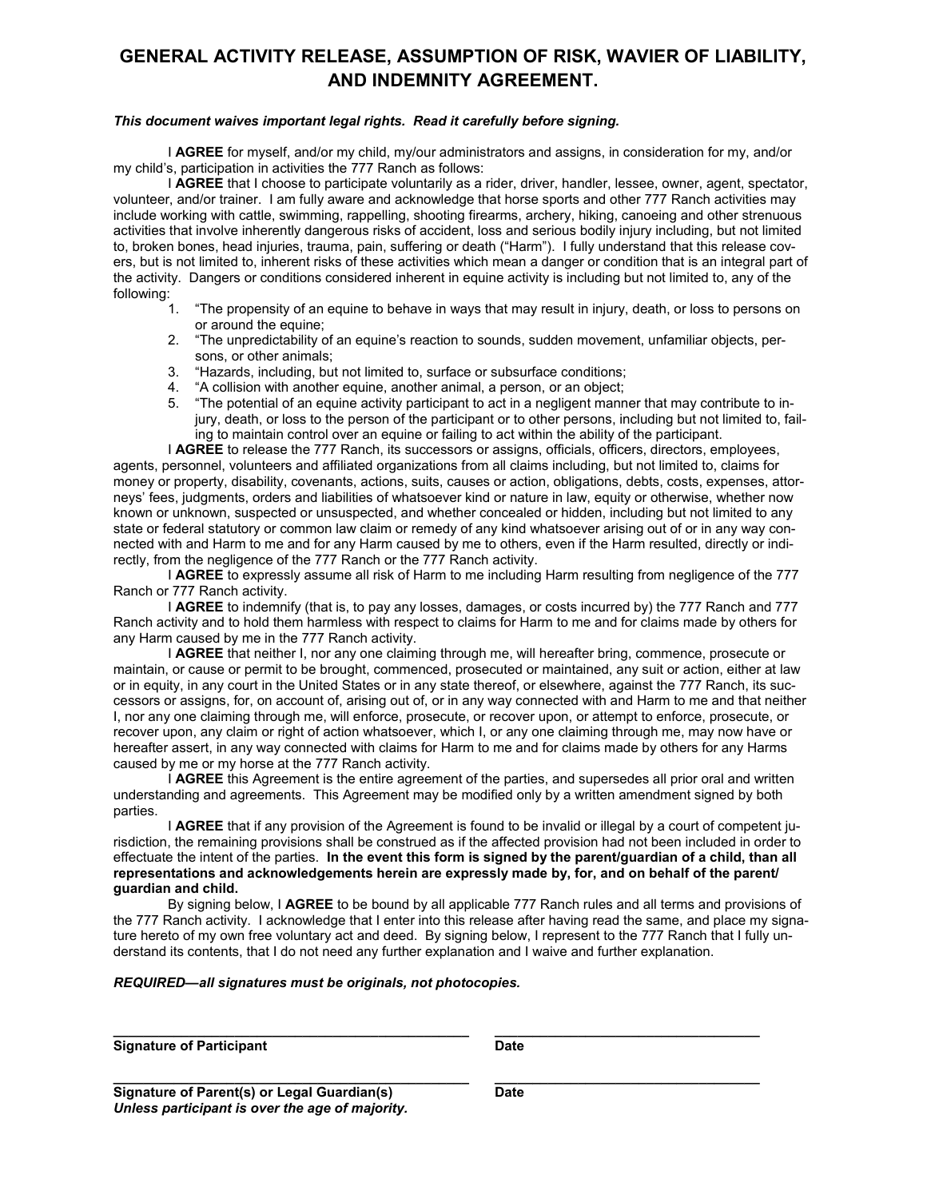# GENERAL ACTIVITY RELEASE, ASSUMPTION OF RISK, WAVIER OF LIABILITY, AND INDEMNITY AGREEMENT.

***This document waives important legal rights. Read it carefully before signing.***

I **AGREE** for myself, and/or my child, my/our administrators and assigns, in consideration for my, and/or my child's, participation in activities the 777 Ranch as follows:

I **AGREE** that I choose to participate voluntarily as a rider, driver, handler, lessee, owner, agent, spectator, volunteer, and/or trainer. I am fully aware and acknowledge that horse sports and other 777 Ranch activities may include working with cattle, swimming, rappelling, shooting firearms, archery, hiking, canoeing and other strenuous activities that involve inherently dangerous risks of accident, loss and serious bodily injury including, but not limited to, broken bones, head injuries, trauma, pain, suffering or death ("Harm"). I fully understand that this release covers, but is not limited to, inherent risks of these activities which mean a danger or condition that is an integral part of the activity. Dangers or conditions considered inherent in equine activity is including but not limited to, any of the following:

1. "The propensity of an equine to behave in ways that may result in injury, death, or loss to persons on or around the equine;
2. "The unpredictability of an equine's reaction to sounds, sudden movement, unfamiliar objects, persons, or other animals;
3. "Hazards, including, but not limited to, surface or subsurface conditions;
4. "A collision with another equine, another animal, a person, or an object;
5. "The potential of an equine activity participant to act in a negligent manner that may contribute to injury, death, or loss to the person of the participant or to other persons, including but not limited to, failing to maintain control over an equine or failing to act within the ability of the participant.

I **AGREE** to release the 777 Ranch, its successors or assigns, officials, officers, directors, employees, agents, personnel, volunteers and affiliated organizations from all claims including, but not limited to, claims for money or property, disability, covenants, actions, suits, causes or action, obligations, debts, costs, expenses, attorneys' fees, judgments, orders and liabilities of whatsoever kind or nature in law, equity or otherwise, whether now known or unknown, suspected or unsuspected, and whether concealed or hidden, including but not limited to any state or federal statutory or common law claim or remedy of any kind whatsoever arising out of or in any way connected with and Harm to me and for any Harm caused by me to others, even if the Harm resulted, directly or indirectly, from the negligence of the 777 Ranch or the 777 Ranch activity.

I **AGREE** to expressly assume all risk of Harm to me including Harm resulting from negligence of the 777 Ranch or 777 Ranch activity.

I **AGREE** to indemnify (that is, to pay any losses, damages, or costs incurred by) the 777 Ranch and 777 Ranch activity and to hold them harmless with respect to claims for Harm to me and for claims made by others for any Harm caused by me in the 777 Ranch activity.

I **AGREE** that neither I, nor any one claiming through me, will hereafter bring, commence, prosecute or maintain, or cause or permit to be brought, commenced, prosecuted or maintained, any suit or action, either at law or in equity, in any court in the United States or in any state thereof, or elsewhere, against the 777 Ranch, its successors or assigns, for, on account of, arising out of, or in any way connected with and Harm to me and that neither I, nor any one claiming through me, will enforce, prosecute, or recover upon, or attempt to enforce, prosecute, or recover upon, any claim or right of action whatsoever, which I, or any one claiming through me, may now have or hereafter assert, in any way connected with claims for Harm to me and for claims made by others for any Harms caused by me or my horse at the 777 Ranch activity.

I **AGREE** this Agreement is the entire agreement of the parties, and supersedes all prior oral and written understanding and agreements. This Agreement may be modified only by a written amendment signed by both parties.

I **AGREE** that if any provision of the Agreement is found to be invalid or illegal by a court of competent jurisdiction, the remaining provisions shall be construed as if the affected provision had not been included in order to effectuate the intent of the parties. **In the event this form is signed by the parent/guardian of a child, than all representations and acknowledgements herein are expressly made by, for, and on behalf of the parent/guardian and child.**

By signing below, I **AGREE** to be bound by all applicable 777 Ranch rules and all terms and provisions of the 777 Ranch activity. I acknowledge that I enter into this release after having read the same, and place my signature hereto of my own free voluntary act and deed. By signing below, I represent to the 777 Ranch that I fully understand its contents, that I do not need any further explanation and I waive and further explanation.

***REQUIRED—all signatures must be originals, not photocopies.***

\_\_\_\_\_\_\_\_\_\_\_\_\_\_\_\_\_\_\_\_\_\_\_\_\_\_\_\_\_\_\_\_\_\_\_\_\_\_\_\_ \_\_\_\_\_\_\_\_\_\_\_\_\_\_\_\_\_\_\_\_\_\_\_\_\_\_\_\_\_\_

**Signature of Participant** **Date**

\_\_\_\_\_\_\_\_\_\_\_\_\_\_\_\_\_\_\_\_\_\_\_\_\_\_\_\_\_\_\_\_\_\_\_\_\_\_\_\_ \_\_\_\_\_\_\_\_\_\_\_\_\_\_\_\_\_\_\_\_\_\_\_\_\_\_\_\_\_\_

**Signature of Parent(s) or Legal Guardian(s)** **Date**

***Unless participant is over the age of majority.***